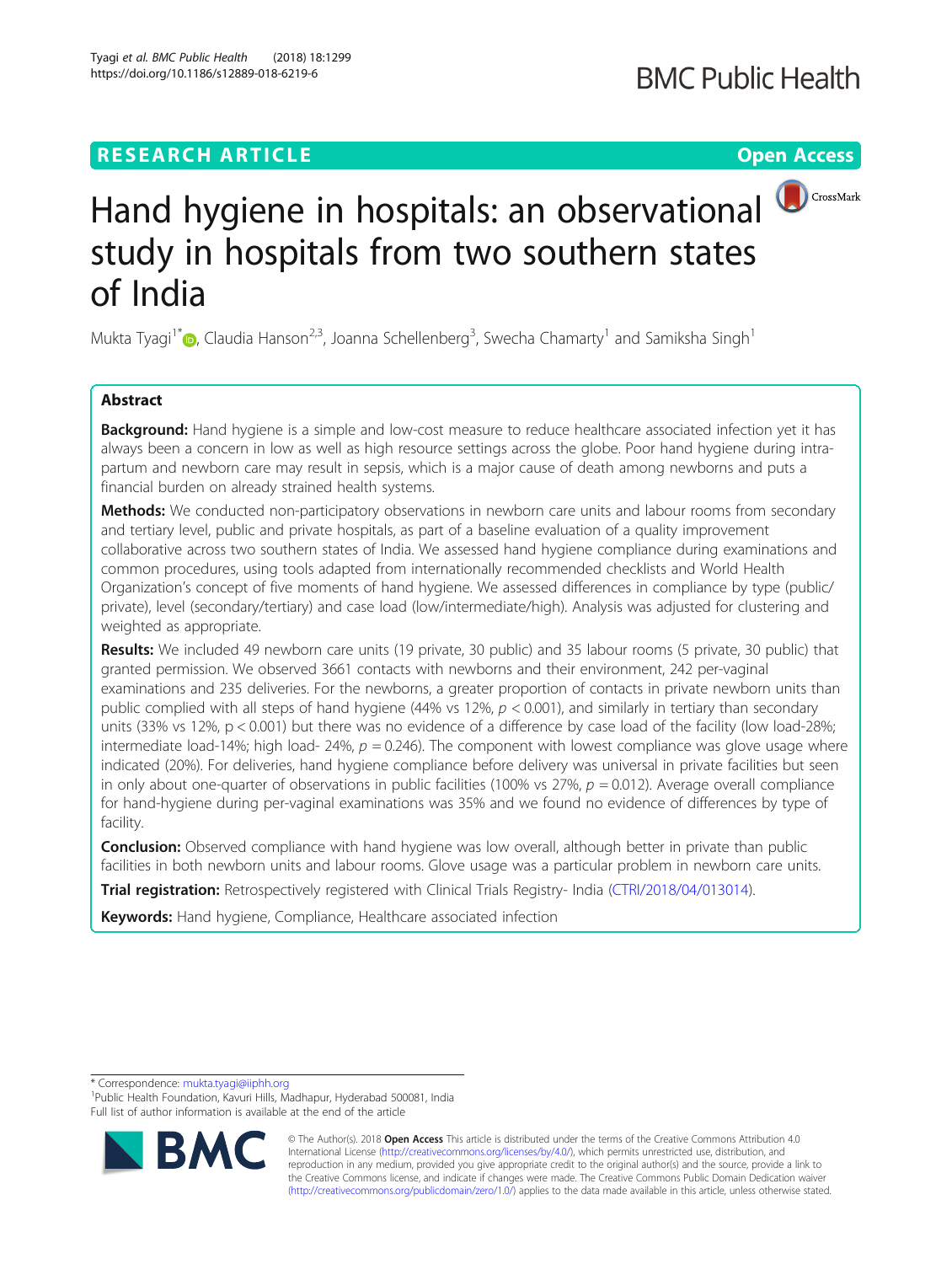# Hand hygiene in hospitals: an observational study in hospitals from two southern states of India

Mukta Tyagi[1*], Claudia Hanson[2,3], Joanna Schellenberg[3], Swecha Chamarty[1] and Samiksha Singh[1]

## Abstract

**Background:** Hand hygiene is a simple and low-cost measure to reduce healthcare associated infection yet it has always been a concern in low as well as high resource settings across the globe. Poor hand hygiene during intra-partum and newborn care may result in sepsis, which is a major cause of death among newborns and puts a financial burden on already strained health systems.

**Methods:** We conducted non-participatory observations in newborn care units and labour rooms from secondary and tertiary level, public and private hospitals, as part of a baseline evaluation of a quality improvement collaborative across two southern states of India. We assessed hand hygiene compliance during examinations and common procedures, using tools adapted from internationally recommended checklists and World Health Organization's concept of five moments of hand hygiene. We assessed differences in compliance by type (public/private), level (secondary/tertiary) and case load (low/intermediate/high). Analysis was adjusted for clustering and weighted as appropriate.

**Results:** We included 49 newborn care units (19 private, 30 public) and 35 labour rooms (5 private, 30 public) that granted permission. We observed 3661 contacts with newborns and their environment, 242 per-vaginal examinations and 235 deliveries. For the newborns, a greater proportion of contacts in private newborn units than public complied with all steps of hand hygiene (44% vs 12%, $p < 0.001$), and similarly in tertiary than secondary units (33% vs 12%, $p < 0.001$) but there was no evidence of a difference by case load of the facility (low load-28%; intermediate load-14%; high load- 24%, $p = 0.246$). The component with lowest compliance was glove usage where indicated (20%). For deliveries, hand hygiene compliance before delivery was universal in private facilities but seen in only about one-quarter of observations in public facilities (100% vs 27%, $p = 0.012$). Average overall compliance for hand-hygiene during per-vaginal examinations was 35% and we found no evidence of differences by type of facility.

**Conclusion:** Observed compliance with hand hygiene was low overall, although better in private than public facilities in both newborn units and labour rooms. Glove usage was a particular problem in newborn care units.

**Trial registration:** Retrospectively registered with Clinical Trials Registry- India (CTRI/2018/04/013014).

**Keywords:** Hand hygiene, Compliance, Healthcare associated infection

---

\* Correspondence: mukta.tyagi@iiphh.org

[1]Public Health Foundation, Kavuri Hills, Madhapur, Hyderabad 500081, India

Full list of author information is available at the end of the article

© The Author(s). 2018 **Open Access** This article is distributed under the terms of the Creative Commons Attribution 4.0 International License (http://creativecommons.org/licenses/by/4.0/), which permits unrestricted use, distribution, and reproduction in any medium, provided you give appropriate credit to the original author(s) and the source, provide a link to the Creative Commons license, and indicate if changes were made. The Creative Commons Public Domain Dedication waiver (http://creativecommons.org/publicdomain/zero/1.0/) applies to the data made available in this article, unless otherwise stated.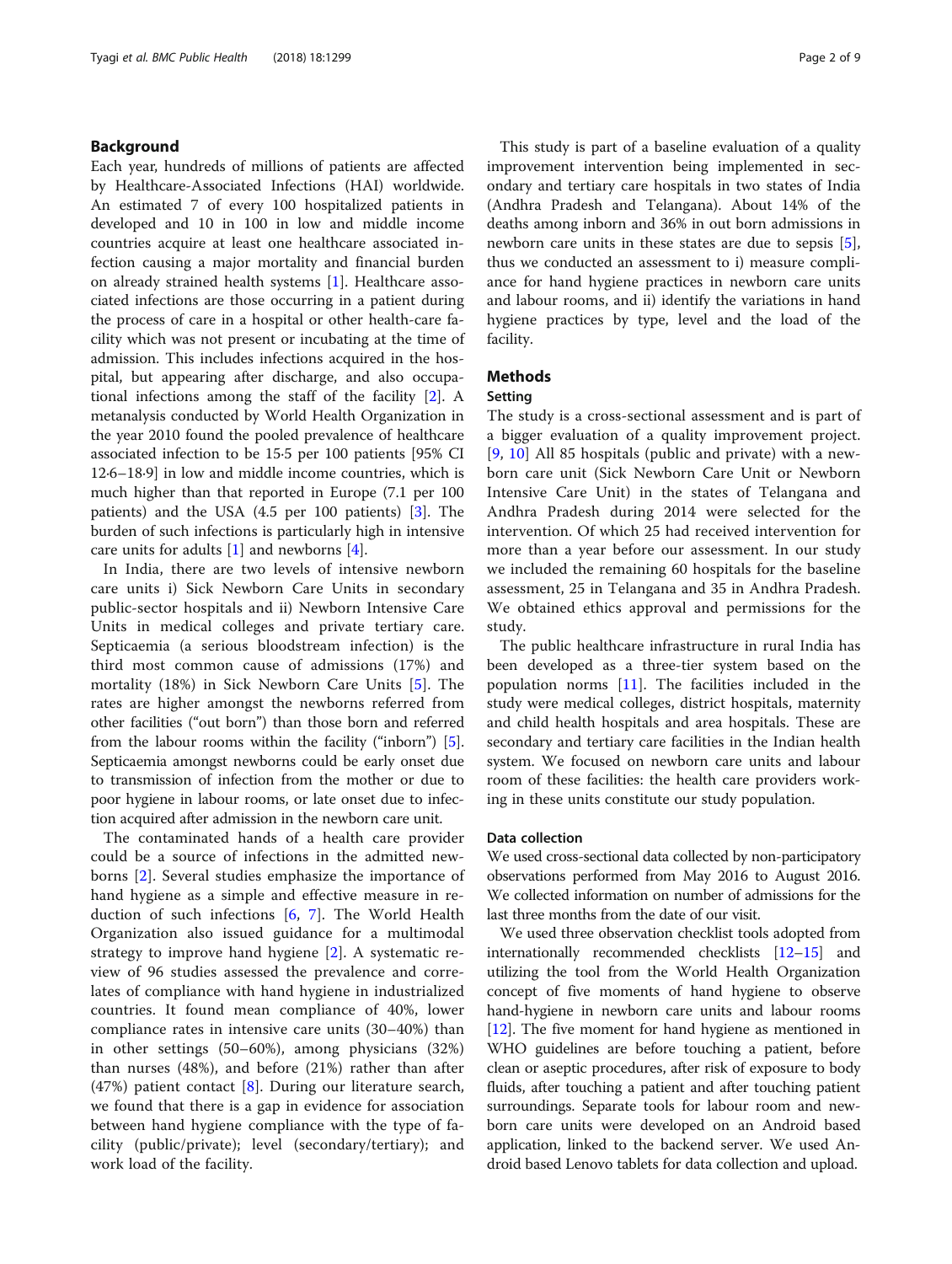## Background

Each year, hundreds of millions of patients are affected by Healthcare-Associated Infections (HAI) worldwide. An estimated 7 of every 100 hospitalized patients in developed and 10 in 100 in low and middle income countries acquire at least one healthcare associated infection causing a major mortality and financial burden on already strained health systems [1]. Healthcare associated infections are those occurring in a patient during the process of care in a hospital or other health-care facility which was not present or incubating at the time of admission. This includes infections acquired in the hospital, but appearing after discharge, and also occupational infections among the staff of the facility [2]. A metanalysis conducted by World Health Organization in the year 2010 found the pooled prevalence of healthcare associated infection to be 15·5 per 100 patients [95% CI 12·6–18·9] in low and middle income countries, which is much higher than that reported in Europe (7.1 per 100 patients) and the USA (4.5 per 100 patients) [3]. The burden of such infections is particularly high in intensive care units for adults [1] and newborns [4].

In India, there are two levels of intensive newborn care units i) Sick Newborn Care Units in secondary public-sector hospitals and ii) Newborn Intensive Care Units in medical colleges and private tertiary care. Septicaemia (a serious bloodstream infection) is the third most common cause of admissions (17%) and mortality (18%) in Sick Newborn Care Units [5]. The rates are higher amongst the newborns referred from other facilities ("out born") than those born and referred from the labour rooms within the facility ("inborn") [5]. Septicaemia amongst newborns could be early onset due to transmission of infection from the mother or due to poor hygiene in labour rooms, or late onset due to infection acquired after admission in the newborn care unit.

The contaminated hands of a health care provider could be a source of infections in the admitted newborns [2]. Several studies emphasize the importance of hand hygiene as a simple and effective measure in reduction of such infections [6, 7]. The World Health Organization also issued guidance for a multimodal strategy to improve hand hygiene [2]. A systematic review of 96 studies assessed the prevalence and correlates of compliance with hand hygiene in industrialized countries. It found mean compliance of 40%, lower compliance rates in intensive care units (30–40%) than in other settings (50–60%), among physicians (32%) than nurses (48%), and before (21%) rather than after (47%) patient contact [8]. During our literature search, we found that there is a gap in evidence for association between hand hygiene compliance with the type of facility (public/private); level (secondary/tertiary); and work load of the facility.

This study is part of a baseline evaluation of a quality improvement intervention being implemented in secondary and tertiary care hospitals in two states of India (Andhra Pradesh and Telangana). About 14% of the deaths among inborn and 36% in out born admissions in newborn care units in these states are due to sepsis [5], thus we conducted an assessment to i) measure compliance for hand hygiene practices in newborn care units and labour rooms, and ii) identify the variations in hand hygiene practices by type, level and the load of the facility.

## Methods

### Setting

The study is a cross-sectional assessment and is part of a bigger evaluation of a quality improvement project. [9, 10] All 85 hospitals (public and private) with a newborn care unit (Sick Newborn Care Unit or Newborn Intensive Care Unit) in the states of Telangana and Andhra Pradesh during 2014 were selected for the intervention. Of which 25 had received intervention for more than a year before our assessment. In our study we included the remaining 60 hospitals for the baseline assessment, 25 in Telangana and 35 in Andhra Pradesh. We obtained ethics approval and permissions for the study.

The public healthcare infrastructure in rural India has been developed as a three-tier system based on the population norms [11]. The facilities included in the study were medical colleges, district hospitals, maternity and child health hospitals and area hospitals. These are secondary and tertiary care facilities in the Indian health system. We focused on newborn care units and labour room of these facilities: the health care providers working in these units constitute our study population.

### Data collection

We used cross-sectional data collected by non-participatory observations performed from May 2016 to August 2016. We collected information on number of admissions for the last three months from the date of our visit.

We used three observation checklist tools adopted from internationally recommended checklists [12–15] and utilizing the tool from the World Health Organization concept of five moments of hand hygiene to observe hand-hygiene in newborn care units and labour rooms [12]. The five moment for hand hygiene as mentioned in WHO guidelines are before touching a patient, before clean or aseptic procedures, after risk of exposure to body fluids, after touching a patient and after touching patient surroundings. Separate tools for labour room and newborn care units were developed on an Android based application, linked to the backend server. We used Android based Lenovo tablets for data collection and upload.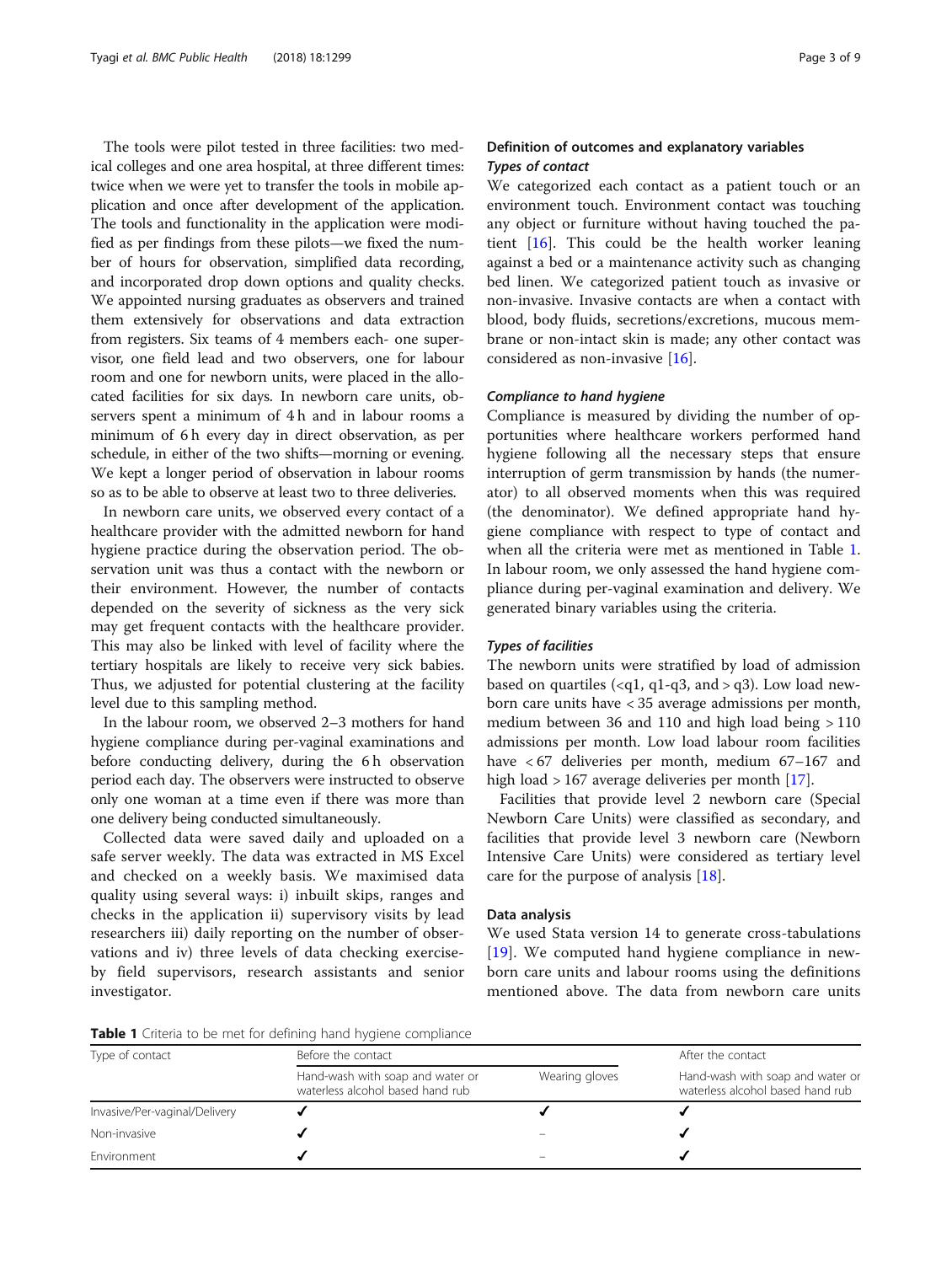The tools were pilot tested in three facilities: two medical colleges and one area hospital, at three different times: twice when we were yet to transfer the tools in mobile application and once after development of the application. The tools and functionality in the application were modified as per findings from these pilots—we fixed the number of hours for observation, simplified data recording, and incorporated drop down options and quality checks. We appointed nursing graduates as observers and trained them extensively for observations and data extraction from registers. Six teams of 4 members each- one supervisor, one field lead and two observers, one for labour room and one for newborn units, were placed in the allocated facilities for six days. In newborn care units, observers spent a minimum of 4 h and in labour rooms a minimum of 6 h every day in direct observation, as per schedule, in either of the two shifts—morning or evening. We kept a longer period of observation in labour rooms so as to be able to observe at least two to three deliveries.

In newborn care units, we observed every contact of a healthcare provider with the admitted newborn for hand hygiene practice during the observation period. The observation unit was thus a contact with the newborn or their environment. However, the number of contacts depended on the severity of sickness as the very sick may get frequent contacts with the healthcare provider. This may also be linked with level of facility where the tertiary hospitals are likely to receive very sick babies. Thus, we adjusted for potential clustering at the facility level due to this sampling method.

In the labour room, we observed 2–3 mothers for hand hygiene compliance during per-vaginal examinations and before conducting delivery, during the 6 h observation period each day. The observers were instructed to observe only one woman at a time even if there was more than one delivery being conducted simultaneously.

Collected data were saved daily and uploaded on a safe server weekly. The data was extracted in MS Excel and checked on a weekly basis. We maximised data quality using several ways: i) inbuilt skips, ranges and checks in the application ii) supervisory visits by lead researchers iii) daily reporting on the number of observations and iv) three levels of data checking exercise- by field supervisors, research assistants and senior investigator.

## Definition of outcomes and explanatory variables

### *Types of contact*

We categorized each contact as a patient touch or an environment touch. Environment contact was touching any object or furniture without having touched the patient [16]. This could be the health worker leaning against a bed or a maintenance activity such as changing bed linen. We categorized patient touch as invasive or non-invasive. Invasive contacts are when a contact with blood, body fluids, secretions/excretions, mucous membrane or non-intact skin is made; any other contact was considered as non-invasive [16].

### *Compliance to hand hygiene*

Compliance is measured by dividing the number of opportunities where healthcare workers performed hand hygiene following all the necessary steps that ensure interruption of germ transmission by hands (the numerator) to all observed moments when this was required (the denominator). We defined appropriate hand hygiene compliance with respect to type of contact and when all the criteria were met as mentioned in Table 1. In labour room, we only assessed the hand hygiene compliance during per-vaginal examination and delivery. We generated binary variables using the criteria.

### *Types of facilities*

The newborn units were stratified by load of admission based on quartiles (<q1, q1-q3, and > q3). Low load newborn care units have < 35 average admissions per month, medium between 36 and 110 and high load being > 110 admissions per month. Low load labour room facilities have < 67 deliveries per month, medium 67–167 and high load > 167 average deliveries per month [17].

Facilities that provide level 2 newborn care (Special Newborn Care Units) were classified as secondary, and facilities that provide level 3 newborn care (Newborn Intensive Care Units) were considered as tertiary level care for the purpose of analysis [18].

## Data analysis

We used Stata version 14 to generate cross-tabulations [19]. We computed hand hygiene compliance in newborn care units and labour rooms using the definitions mentioned above. The data from newborn care units

**Table 1** Criteria to be met for defining hand hygiene compliance

| Type of contact | Before the contact | | After the contact |
|---|---|---|---|
| | Hand-wash with soap and water or waterless alcohol based hand rub | Wearing gloves | Hand-wash with soap and water or waterless alcohol based hand rub |
| Invasive/Per-vaginal/Delivery | ✓ | ✓ | ✓ |
| Non-invasive | ✓ | – | ✓ |
| Environment | ✓ | – | ✓ |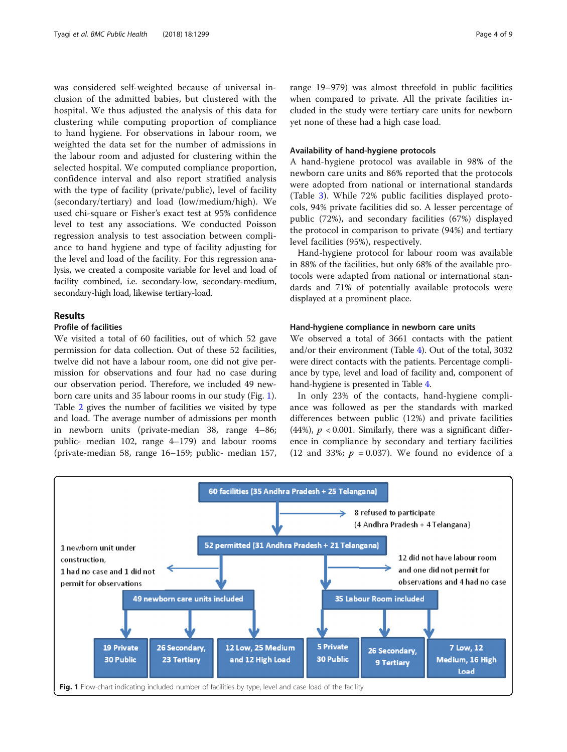was considered self-weighted because of universal inclusion of the admitted babies, but clustered with the hospital. We thus adjusted the analysis of this data for clustering while computing proportion of compliance to hand hygiene. For observations in labour room, we weighted the data set for the number of admissions in the labour room and adjusted for clustering within the selected hospital. We computed compliance proportion, confidence interval and also report stratified analysis with the type of facility (private/public), level of facility (secondary/tertiary) and load (low/medium/high). We used chi-square or Fisher's exact test at 95% confidence level to test any associations. We conducted Poisson regression analysis to test association between compliance to hand hygiene and type of facility adjusting for the level and load of the facility. For this regression analysis, we created a composite variable for level and load of facility combined, i.e. secondary-low, secondary-medium, secondary-high load, likewise tertiary-load.

## Results

### Profile of facilities

We visited a total of 60 facilities, out of which 52 gave permission for data collection. Out of these 52 facilities, twelve did not have a labour room, one did not give permission for observations and four had no case during our observation period. Therefore, we included 49 newborn care units and 35 labour rooms in our study (Fig. 1). Table 2 gives the number of facilities we visited by type and load. The average number of admissions per month in newborn units (private-median 38, range 4–86; public- median 102, range 4–179) and labour rooms (private-median 58, range 16–159; public- median 157, range 19–979) was almost threefold in public facilities when compared to private. All the private facilities included in the study were tertiary care units for newborn yet none of these had a high case load.

### Availability of hand-hygiene protocols

A hand-hygiene protocol was available in 98% of the newborn care units and 86% reported that the protocols were adopted from national or international standards (Table 3). While 72% public facilities displayed protocols, 94% private facilities did so. A lesser percentage of public (72%), and secondary facilities (67%) displayed the protocol in comparison to private (94%) and tertiary level facilities (95%), respectively.

Hand-hygiene protocol for labour room was available in 88% of the facilities, but only 68% of the available protocols were adapted from national or international standards and 71% of potentially available protocols were displayed at a prominent place.

### Hand-hygiene compliance in newborn care units

We observed a total of 3661 contacts with the patient and/or their environment (Table 4). Out of the total, 3032 were direct contacts with the patients. Percentage compliance by type, level and load of facility and, component of hand-hygiene is presented in Table 4.

In only 23% of the contacts, hand-hygiene compliance was followed as per the standards with marked differences between public (12%) and private facilities (44%), $p < 0.001$. Similarly, there was a significant difference in compliance by secondary and tertiary facilities (12 and 33%; $p = 0.037$). We found no evidence of a

60 facilities (35 Andhra Pradesh + 25 Telangana)
→ 8 refused to participate (4 Andhra Pradesh + 4 Telangana)
52 permitted (31 Andhra Pradesh + 21 Telangana)
→ 1 newborn unit under construction, 1 had no case and 1 did not permit for observations
→ 12 did not have labour room and one did not permit for observations and 4 had no case
49 newborn care units included: 19 Private, 30 Public | 26 Secondary, 23 Tertiary | 12 Low, 25 Medium and 12 High Load
35 Labour Room included: 5 Private, 30 Public | 26 Secondary, 9 Tertiary | 7 Low, 12 Medium, 16 High Load

**Fig. 1** Flow-chart indicating included number of facilities by type, level and case load of the facility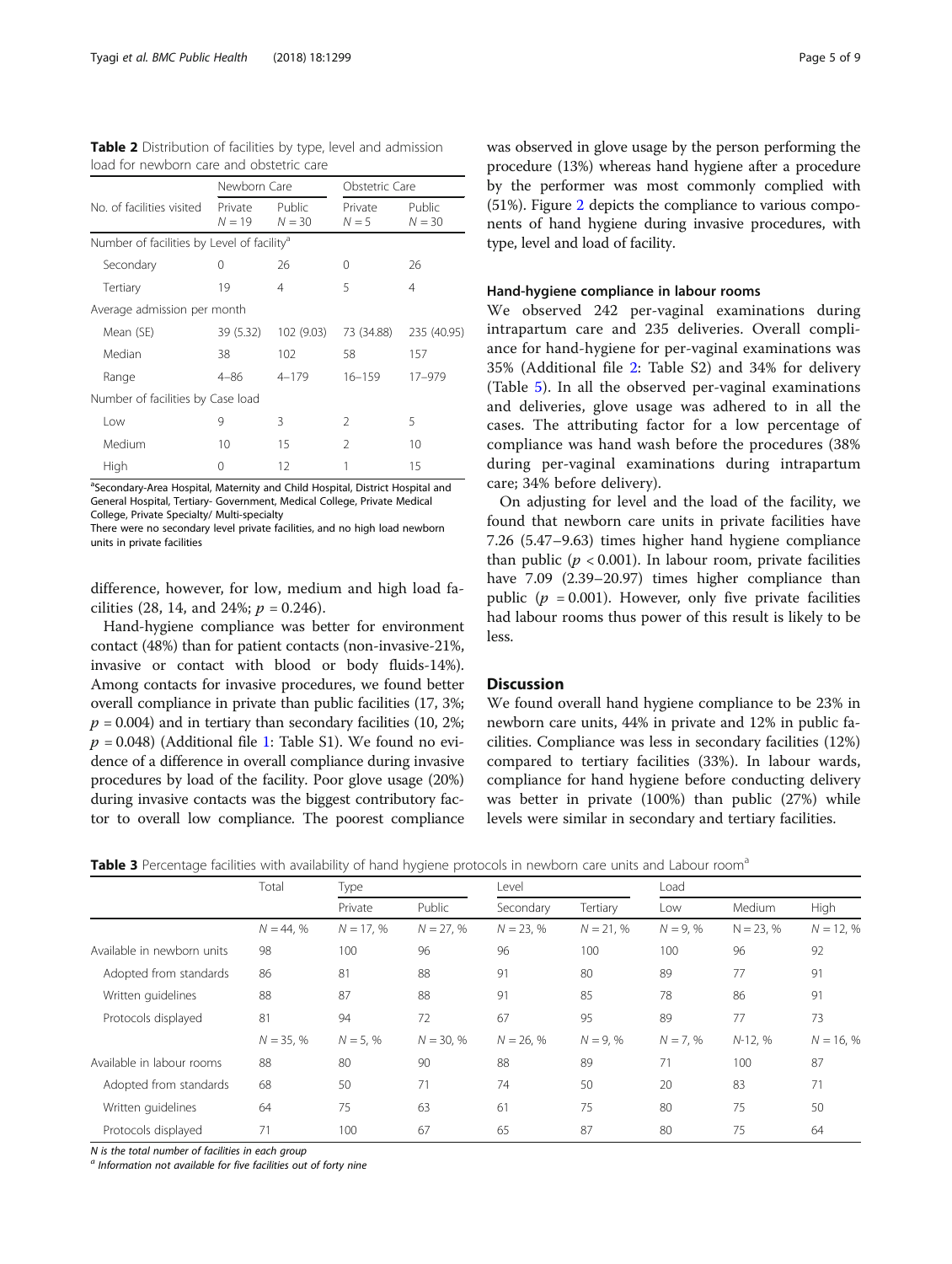**Table 2** Distribution of facilities by type, level and admission load for newborn care and obstetric care

| No. of facilities visited | Newborn Care | | Obstetric Care | |
|---|---|---|---|---|
| | Private $N = 19$ | Public $N = 30$ | Private $N = 5$ | Public $N = 30$ |
| Number of facilities by Level of facility[a] | | | | |
| Secondary | 0 | 26 | 0 | 26 |
| Tertiary | 19 | 4 | 5 | 4 |
| Average admission per month | | | | |
| Mean (SE) | 39 (5.32) | 102 (9.03) | 73 (34.88) | 235 (40.95) |
| Median | 38 | 102 | 58 | 157 |
| Range | 4–86 | 4–179 | 16–159 | 17–979 |
| Number of facilities by Case load | | | | |
| Low | 9 | 3 | 2 | 5 |
| Medium | 10 | 15 | 2 | 10 |
| High | 0 | 12 | 1 | 15 |

[a]Secondary-Area Hospital, Maternity and Child Hospital, District Hospital and General Hospital, Tertiary- Government, Medical College, Private Medical College, Private Specialty/ Multi-specialty

There were no secondary level private facilities, and no high load newborn units in private facilities

difference, however, for low, medium and high load facilities (28, 14, and 24%; $p = 0.246$).

Hand-hygiene compliance was better for environment contact (48%) than for patient contacts (non-invasive-21%, invasive or contact with blood or body fluids-14%). Among contacts for invasive procedures, we found better overall compliance in private than public facilities (17, 3%; $p = 0.004$) and in tertiary than secondary facilities (10, 2%; $p = 0.048$) (Additional file 1: Table S1). We found no evidence of a difference in overall compliance during invasive procedures by load of the facility. Poor glove usage (20%) during invasive contacts was the biggest contributory factor to overall low compliance. The poorest compliance was observed in glove usage by the person performing the procedure (13%) whereas hand hygiene after a procedure by the performer was most commonly complied with (51%). Figure 2 depicts the compliance to various components of hand hygiene during invasive procedures, with type, level and load of facility.

### Hand-hygiene compliance in labour rooms

We observed 242 per-vaginal examinations during intrapartum care and 235 deliveries. Overall compliance for hand-hygiene for per-vaginal examinations was 35% (Additional file 2: Table S2) and 34% for delivery (Table 5). In all the observed per-vaginal examinations and deliveries, glove usage was adhered to in all the cases. The attributing factor for a low percentage of compliance was hand wash before the procedures (38% during per-vaginal examinations during intrapartum care; 34% before delivery).

On adjusting for level and the load of the facility, we found that newborn care units in private facilities have 7.26 (5.47–9.63) times higher hand hygiene compliance than public ($p < 0.001$). In labour room, private facilities have 7.09 (2.39–20.97) times higher compliance than public ($p = 0.001$). However, only five private facilities had labour rooms thus power of this result is likely to be less.

## Discussion

We found overall hand hygiene compliance to be 23% in newborn care units, 44% in private and 12% in public facilities. Compliance was less in secondary facilities (12%) compared to tertiary facilities (33%). In labour wards, compliance for hand hygiene before conducting delivery was better in private (100%) than public (27%) while levels were similar in secondary and tertiary facilities.

**Table 3** Percentage facilities with availability of hand hygiene protocols in newborn care units and Labour room[a]

| | Total | Type | | Level | | Load | | |
|---|---|---|---|---|---|---|---|---|
| | | Private | Public | Secondary | Tertiary | Low | Medium | High |
| | $N = 44$, % | $N = 17$, % | $N = 27$, % | $N = 23$, % | $N = 21$, % | $N = 9$, % | $N = 23$, % | $N = 12$, % |
| Available in newborn units | 98 | 100 | 96 | 96 | 100 | 100 | 96 | 92 |
| Adopted from standards | 86 | 81 | 88 | 91 | 80 | 89 | 77 | 91 |
| Written guidelines | 88 | 87 | 88 | 91 | 85 | 78 | 86 | 91 |
| Protocols displayed | 81 | 94 | 72 | 67 | 95 | 89 | 77 | 73 |
| | $N = 35$, % | $N = 5$, % | $N = 30$, % | $N = 26$, % | $N = 9$, % | $N = 7$, % | $N$-12, % | $N = 16$, % |
| Available in labour rooms | 88 | 80 | 90 | 88 | 89 | 71 | 100 | 87 |
| Adopted from standards | 68 | 50 | 71 | 74 | 50 | 20 | 83 | 71 |
| Written guidelines | 64 | 75 | 63 | 61 | 75 | 80 | 75 | 50 |
| Protocols displayed | 71 | 100 | 67 | 65 | 87 | 80 | 75 | 64 |

*N is the total number of facilities in each group*

*[a] Information not available for five facilities out of forty nine*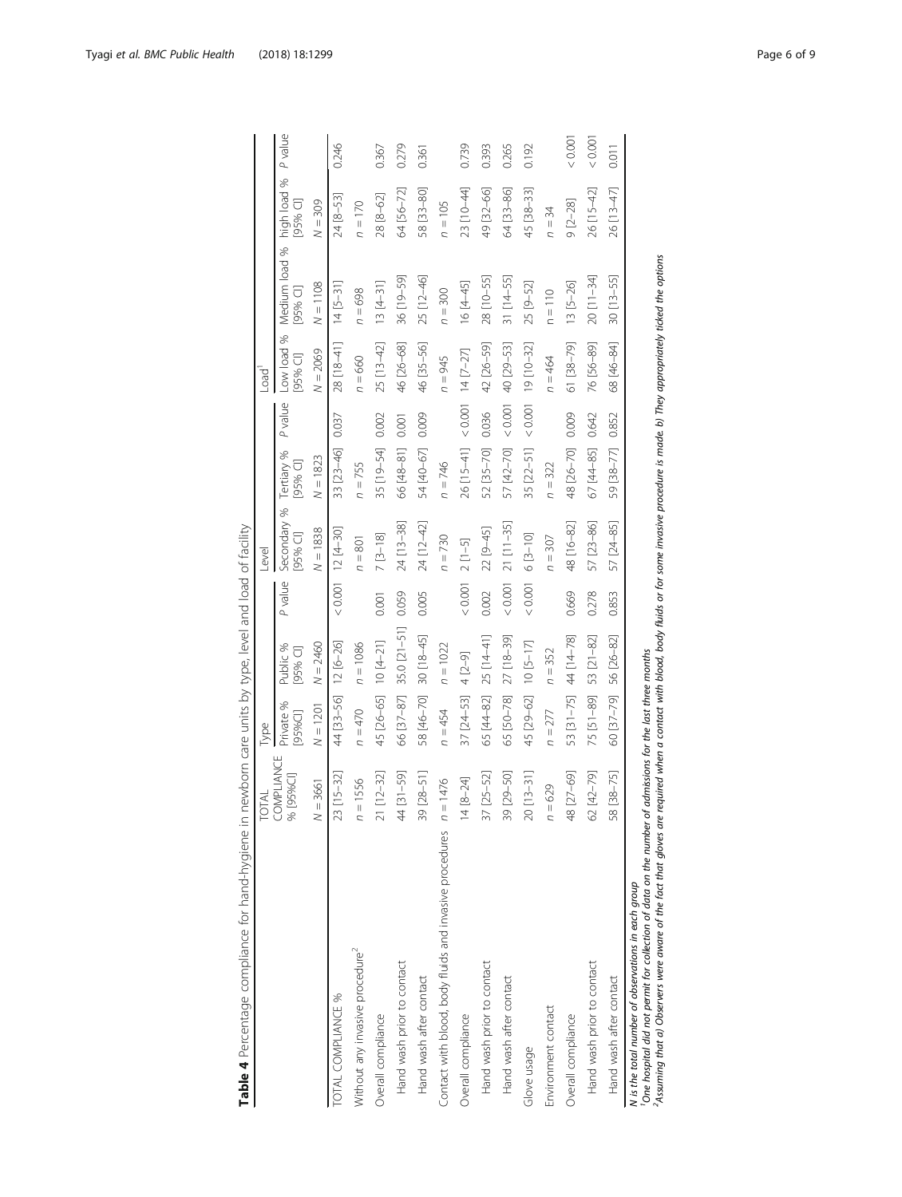**Table 4** Percentage compliance for hand-hygiene in newborn care units by type, level and load of facility

| | TOTAL COMPLIANCE % [95%CI] | Type | | | Level | | | Load[1] | | | |
|---|---|---|---|---|---|---|---|---|---|---|---|
| | | Private % [95%CI] | Public % [95% CI] | P value | Secondary % [95% CI] | Tertiary % [95% CI] | P value | Low load % [95% CI] | Medium load % [95% CI] | high load % [95% CI] | P value |
| | N = 3661 | N = 1201 | N = 2460 | | N = 1838 | N = 1823 | | N = 2069 | N = 1108 | N = 309 | |
| TOTAL COMPLIANCE % | 23 [15–32] | 44 [33–56] | 12 [6–26] | < 0.001 | 12 [4–30] | 33 [23–46] | 0.037 | 28 [18–41] | 14 [5–31] | 24 [8–53] | 0.246 |
| Without any invasive procedure[2] | n = 1556 | n = 470 | n = 1086 | | n = 801 | n = 755 | | n = 660 | n = 698 | n = 170 | |
| Overall compliance | 21 [12–32] | 45 [26–65] | 10 [4–21] | 0.001 | 7 [3–18] | 35 [19–54] | 0.002 | 25 [13–42] | 13 [4–31] | 28 [8–62] | 0.367 |
| Hand wash prior to contact | 44 [31–59] | 66 [37–87] | 35.0 [21–51] | 0.059 | 24 [13–38] | 66 [48–81] | 0.001 | 46 [26–68] | 36 [19–59] | 64 [56–72] | 0.279 |
| Hand wash after contact | 39 [28–51] | 58 [46–70] | 30 [18–45] | 0.005 | 24 [12–42] | 54 [40–67] | 0.009 | 46 [35–56] | 25 [12–46] | 58 [33–80] | 0.361 |
| Contact with blood, body fluids and invasive procedures | n = 1476 | n = 454 | n = 1022 | | n = 730 | n = 746 | | n = 945 | n = 300 | n = 105 | |
| Overall compliance | 14 [8–24] | 37 [24–53] | 4 [2–9] | < 0.001 | 2 [1–5] | 26 [15–41] | < 0.001 | 14 [7–27] | 16 [4–45] | 23 [10–44] | 0.739 |
| Hand wash prior to contact | 37 [25–52] | 65 [44–82] | 25 [14–41] | 0.002 | 22 [9–45] | 52 [35–70] | 0.036 | 42 [26–59] | 28 [10–55] | 49 [32–66] | 0.393 |
| Hand wash after contact | 39 [29–50] | 65 [50–78] | 27 [18–39] | < 0.001 | 21 [11–35] | 57 [42–70] | < 0.001 | 40 [29–53] | 31 [14–55] | 64 [33–86] | 0.265 |
| Glove usage | 20 [13–31] | 45 [29–62] | 10 [5–17] | < 0.001 | 6 [3–10] | 35 [22–51] | < 0.001 | 19 [10–32] | 25 [9–52] | 45 [38–33] | 0.192 |
| Environment contact | n = 629 | n = 277 | n = 352 | | n = 307 | n = 322 | | n = 464 | n = 110 | n = 34 | |
| Overall compliance | 48 [27–69] | 53 [31–75] | 44 [14–78] | 0.669 | 48 [16–82] | 48 [26–70] | 0.009 | 61 [38–79] | 13 [5–26] | 9 [2–28] | < 0.001 |
| Hand wash prior to contact | 62 [42–79] | 75 [51–89] | 53 [21–82] | 0.278 | 57 [23–86] | 67 [44–85] | 0.642 | 76 [56–89] | 20 [11–34] | 26 [15–42] | < 0.001 |
| Hand wash after contact | 58 [38–75] | 60 [37–79] | 56 [26–82] | 0.853 | 57 [24–85] | 59 [38–77] | 0.852 | 68 [46–84] | 30 [13–55] | 26 [13–47] | 0.011 |

*N is the total number of observations in each group*

[1]*One hospital did not permit for collection of data on the number of admissions for the last three months*

[2]*Assuming that a) Observers were aware of the fact that gloves are required when a contact with blood, body fluids or for some invasive procedure is made. b) They appropriately ticked the options*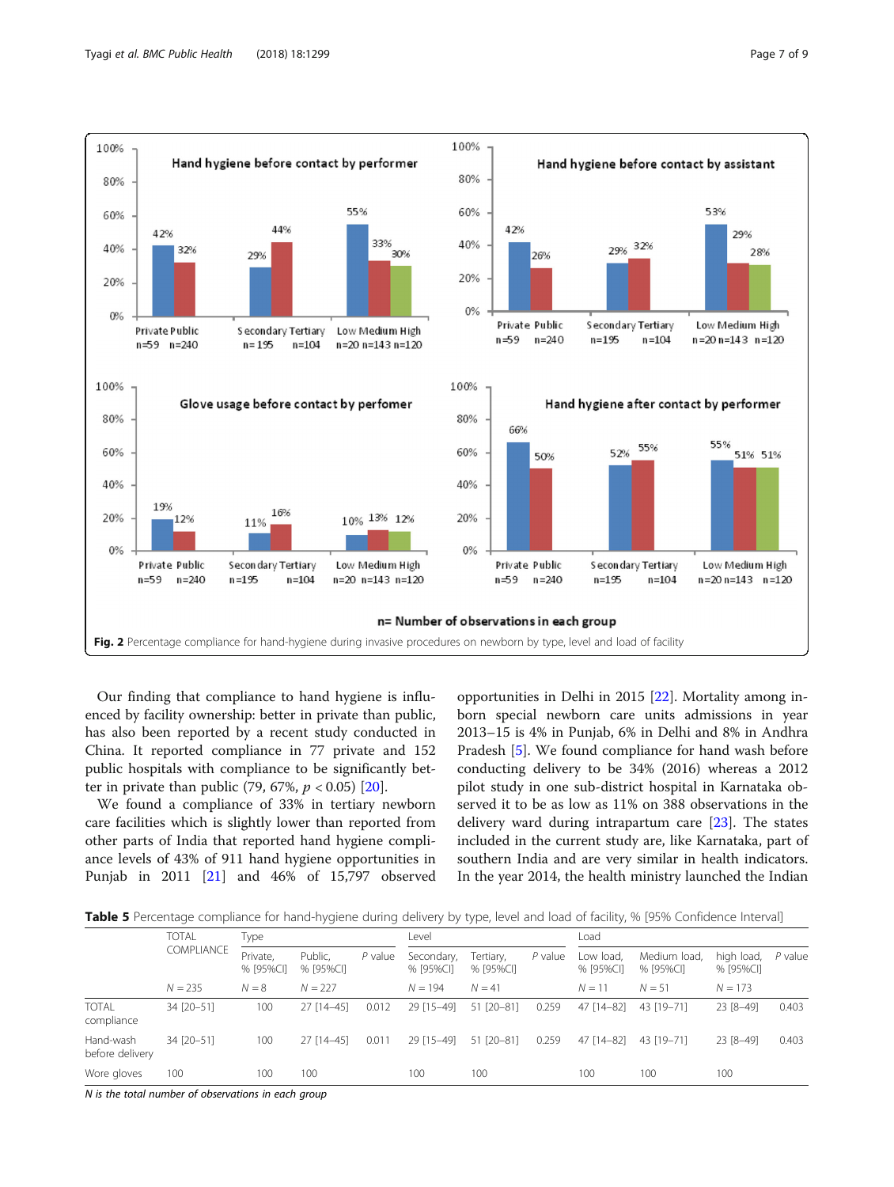Fig. 2 Percentage compliance for hand-hygiene during invasive procedures on newborn by type, level and load of facility

Our finding that compliance to hand hygiene is influenced by facility ownership: better in private than public, has also been reported by a recent study conducted in China. It reported compliance in 77 private and 152 public hospitals with compliance to be significantly better in private than public (79, 67%, $p < 0.05$) [20].

We found a compliance of 33% in tertiary newborn care facilities which is slightly lower than reported from other parts of India that reported hand hygiene compliance levels of 43% of 911 hand hygiene opportunities in Punjab in 2011 [21] and 46% of 15,797 observed opportunities in Delhi in 2015 [22]. Mortality among inborn special newborn care units admissions in year 2013–15 is 4% in Punjab, 6% in Delhi and 8% in Andhra Pradesh [5]. We found compliance for hand wash before conducting delivery to be 34% (2016) whereas a 2012 pilot study in one sub-district hospital in Karnataka observed it to be as low as 11% on 388 observations in the delivery ward during intrapartum care [23]. The states included in the current study are, like Karnataka, part of southern India and are very similar in health indicators. In the year 2014, the health ministry launched the Indian

**Table 5** Percentage compliance for hand-hygiene during delivery by type, level and load of facility, % [95% Confidence Interval]

| | TOTAL COMPLIANCE | Type | | | Level | | | Load | | | |
|---|---|---|---|---|---|---|---|---|---|---|---|
| | | Private, % [95%CI] | Public, % [95%CI] | P value | Secondary, % [95%CI] | Tertiary, % [95%CI] | P value | Low load, % [95%CI] | Medium load, % [95%CI] | high load, % [95%CI] | P value |
| | N = 235 | N = 8 | N = 227 | | N = 194 | N = 41 | | N = 11 | N = 51 | N = 173 | |
| TOTAL compliance | 34 [20–51] | 100 | 27 [14–45] | 0.012 | 29 [15–49] | 51 [20–81] | 0.259 | 47 [14–82] | 43 [19–71] | 23 [8–49] | 0.403 |
| Hand-wash before delivery | 34 [20–51] | 100 | 27 [14–45] | 0.011 | 29 [15–49] | 51 [20–81] | 0.259 | 47 [14–82] | 43 [19–71] | 23 [8–49] | 0.403 |
| Wore gloves | 100 | 100 | 100 | | 100 | 100 | | 100 | 100 | 100 | |

*N is the total number of observations in each group*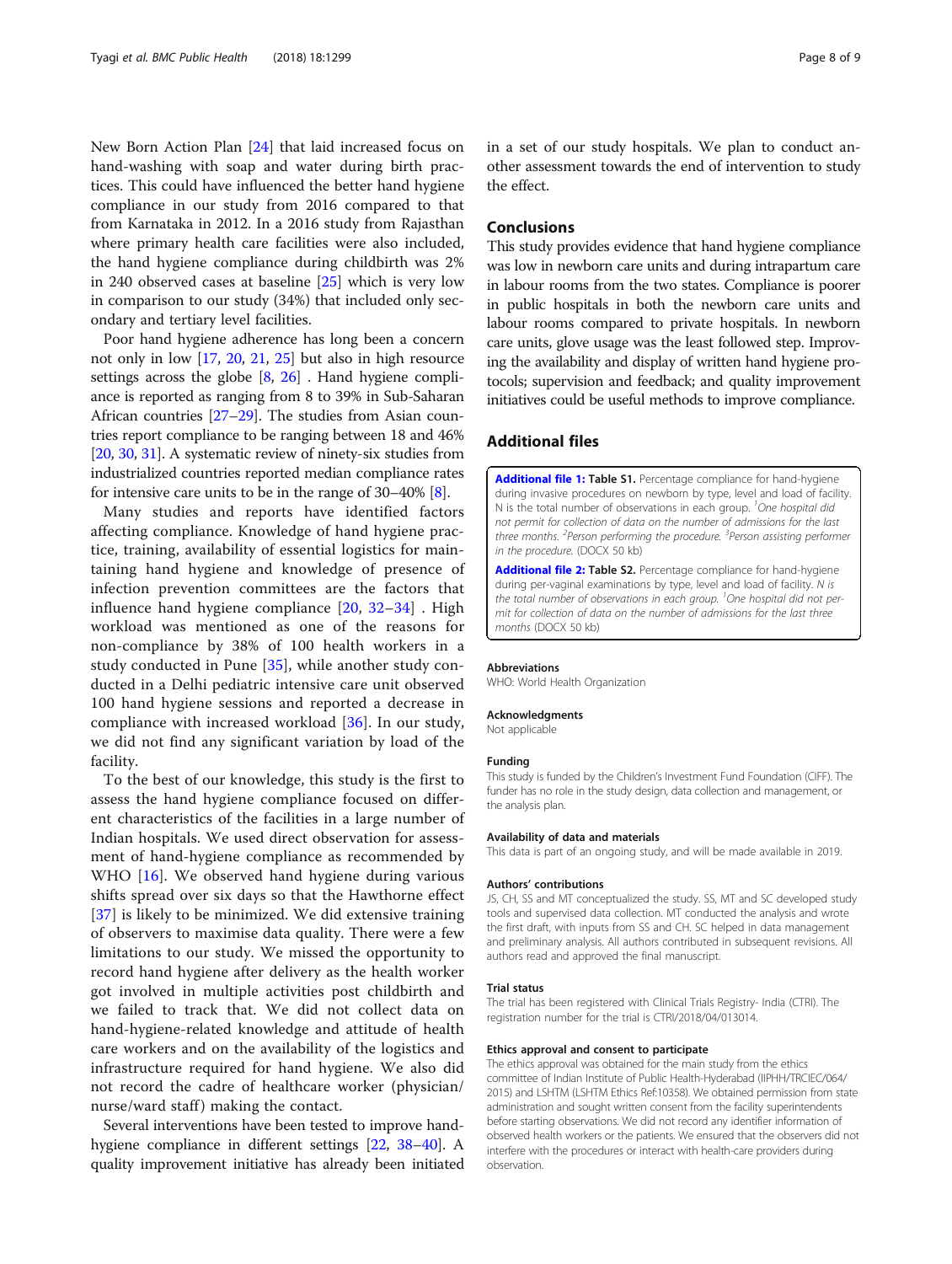New Born Action Plan [24] that laid increased focus on hand-washing with soap and water during birth practices. This could have influenced the better hand hygiene compliance in our study from 2016 compared to that from Karnataka in 2012. In a 2016 study from Rajasthan where primary health care facilities were also included, the hand hygiene compliance during childbirth was 2% in 240 observed cases at baseline [25] which is very low in comparison to our study (34%) that included only secondary and tertiary level facilities.

Poor hand hygiene adherence has long been a concern not only in low [17, 20, 21, 25] but also in high resource settings across the globe [8, 26] . Hand hygiene compliance is reported as ranging from 8 to 39% in Sub-Saharan African countries [27–29]. The studies from Asian countries report compliance to be ranging between 18 and 46% [20, 30, 31]. A systematic review of ninety-six studies from industrialized countries reported median compliance rates for intensive care units to be in the range of 30–40% [8].

Many studies and reports have identified factors affecting compliance. Knowledge of hand hygiene practice, training, availability of essential logistics for maintaining hand hygiene and knowledge of presence of infection prevention committees are the factors that influence hand hygiene compliance [20, 32–34] . High workload was mentioned as one of the reasons for non-compliance by 38% of 100 health workers in a study conducted in Pune [35], while another study conducted in a Delhi pediatric intensive care unit observed 100 hand hygiene sessions and reported a decrease in compliance with increased workload [36]. In our study, we did not find any significant variation by load of the facility.

To the best of our knowledge, this study is the first to assess the hand hygiene compliance focused on different characteristics of the facilities in a large number of Indian hospitals. We used direct observation for assessment of hand-hygiene compliance as recommended by WHO [16]. We observed hand hygiene during various shifts spread over six days so that the Hawthorne effect [37] is likely to be minimized. We did extensive training of observers to maximise data quality. There were a few limitations to our study. We missed the opportunity to record hand hygiene after delivery as the health worker got involved in multiple activities post childbirth and we failed to track that. We did not collect data on hand-hygiene-related knowledge and attitude of health care workers and on the availability of the logistics and infrastructure required for hand hygiene. We also did not record the cadre of healthcare worker (physician/nurse/ward staff) making the contact.

Several interventions have been tested to improve hand-hygiene compliance in different settings [22, 38–40]. A quality improvement initiative has already been initiated in a set of our study hospitals. We plan to conduct another assessment towards the end of intervention to study the effect.

## Conclusions

This study provides evidence that hand hygiene compliance was low in newborn care units and during intrapartum care in labour rooms from the two states. Compliance is poorer in public hospitals in both the newborn care units and labour rooms compared to private hospitals. In newborn care units, glove usage was the least followed step. Improving the availability and display of written hand hygiene protocols; supervision and feedback; and quality improvement initiatives could be useful methods to improve compliance.

## Additional files

**Additional file 1: Table S1.** Percentage compliance for hand-hygiene during invasive procedures on newborn by type, level and load of facility. N is the total number of observations in each group. [1]*One hospital did not permit for collection of data on the number of admissions for the last three months.* [2]*Person performing the procedure.* [3]*Person assisting performer in the procedure.* (DOCX 50 kb)

**Additional file 2: Table S2.** Percentage compliance for hand-hygiene during per-vaginal examinations by type, level and load of facility. *N is the total number of observations in each group.* [1]*One hospital did not permit for collection of data on the number of admissions for the last three months* (DOCX 50 kb)

### Abbreviations

WHO: World Health Organization

### Acknowledgments

Not applicable

### Funding

This study is funded by the Children's Investment Fund Foundation (CIFF). The funder has no role in the study design, data collection and management, or the analysis plan.

### Availability of data and materials

This data is part of an ongoing study, and will be made available in 2019.

### Authors' contributions

JS, CH, SS and MT conceptualized the study. SS, MT and SC developed study tools and supervised data collection. MT conducted the analysis and wrote the first draft, with inputs from SS and CH. SC helped in data management and preliminary analysis. All authors contributed in subsequent revisions. All authors read and approved the final manuscript.

### Trial status

The trial has been registered with Clinical Trials Registry- India (CTRI). The registration number for the trial is CTRI/2018/04/013014.

### Ethics approval and consent to participate

The ethics approval was obtained for the main study from the ethics committee of Indian Institute of Public Health-Hyderabad (IIPHH/TRCIEC/064/2015) and LSHTM (LSHTM Ethics Ref:10358). We obtained permission from state administration and sought written consent from the facility superintendents before starting observations. We did not record any identifier information of observed health workers or the patients. We ensured that the observers did not interfere with the procedures or interact with health-care providers during observation.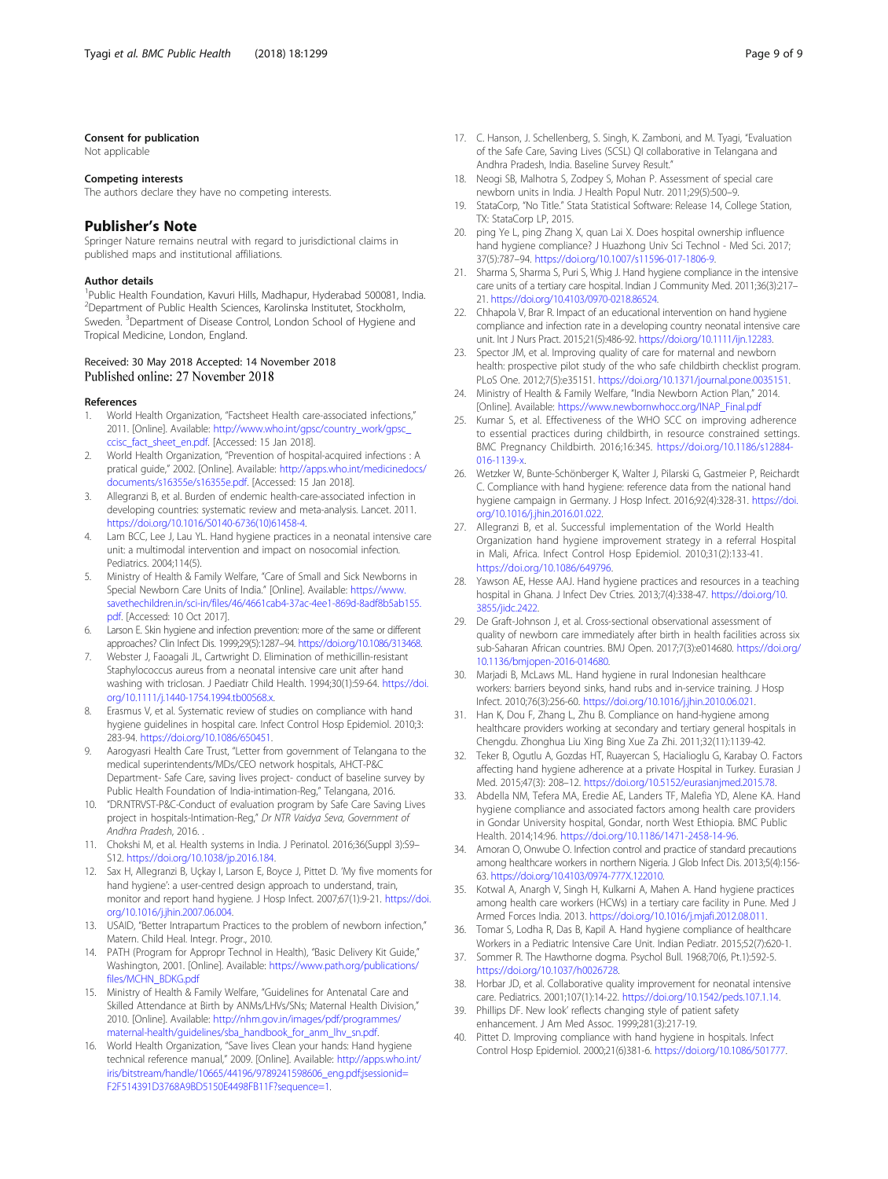#### Consent for publication

Not applicable

#### Competing interests

The authors declare they have no competing interests.

### Publisher's Note

Springer Nature remains neutral with regard to jurisdictional claims in published maps and institutional affiliations.

#### Author details

[1]Public Health Foundation, Kavuri Hills, Madhapur, Hyderabad 500081, India. [2]Department of Public Health Sciences, Karolinska Institutet, Stockholm, Sweden. [3]Department of Disease Control, London School of Hygiene and Tropical Medicine, London, England.

Received: 30 May 2018 Accepted: 14 November 2018
Published online: 27 November 2018

#### References

1. World Health Organization, "Factsheet Health care-associated infections," 2011. [Online]. Available: http://www.who.int/gpsc/country_work/gpsc_ccisc_fact_sheet_en.pdf. [Accessed: 15 Jan 2018].
2. World Health Organization, "Prevention of hospital-acquired infections : A pratical guide," 2002. [Online]. Available: http://apps.who.int/medicinedocs/documents/s16355e/s16355e.pdf. [Accessed: 15 Jan 2018].
3. Allegranzi B, et al. Burden of endemic health-care-associated infection in developing countries: systematic review and meta-analysis. Lancet. 2011. https://doi.org/10.1016/S0140-6736(10)61458-4.
4. Lam BCC, Lee J, Lau YL. Hand hygiene practices in a neonatal intensive care unit: a multimodal intervention and impact on nosocomial infection. Pediatrics. 2004;114(5).
5. Ministry of Health & Family Welfare, "Care of Small and Sick Newborns in Special Newborn Care Units of India." [Online]. Available: https://www.savethechildren.in/sci-in/files/46/4661cab4-37ac-4ee1-869d-8adf8b5ab155.pdf. [Accessed: 10 Oct 2017].
6. Larson E. Skin hygiene and infection prevention: more of the same or different approaches? Clin Infect Dis. 1999;29(5):1287–94. https://doi.org/10.1086/313468.
7. Webster J, Faoagali JL, Cartwright D. Elimination of methicillin-resistant Staphylococcus aureus from a neonatal intensive care unit after hand washing with triclosan. J Paediatr Child Health. 1994;30(1):59-64. https://doi.org/10.1111/j.1440-1754.1994.tb00568.x.
8. Erasmus V, et al. Systematic review of studies on compliance with hand hygiene guidelines in hospital care. Infect Control Hosp Epidemiol. 2010;3:283-94. https://doi.org/10.1086/650451.
9. Aarogyasri Health Care Trust, "Letter from government of Telangana to the medical superintendents/MDs/CEO network hospitals, AHCT-P&C Department- Safe Care, saving lives project- conduct of baseline survey by Public Health Foundation of India-intimation-Reg," Telangana, 2016.
10. "DR.NTRVST-P&C-Conduct of evaluation program by Safe Care Saving Lives project in hospitals-Intimation-Reg," *Dr NTR Vaidya Seva, Government of Andhra Pradesh*, 2016. .
11. Chokshi M, et al. Health systems in India. J Perinatol. 2016;36(Suppl 3):S9–S12. https://doi.org/10.1038/jp.2016.184.
12. Sax H, Allegranzi B, Uçkay I, Larson E, Boyce J, Pittet D. 'My five moments for hand hygiene': a user-centred design approach to understand, train, monitor and report hand hygiene. J Hosp Infect. 2007;67(1):9-21. https://doi.org/10.1016/j.jhin.2007.06.004.
13. USAID, "Better Intrapartum Practices to the problem of newborn infection," Matern. Child Heal. Integr. Progr., 2010.
14. PATH (Program for Appropr Technol in Health), "Basic Delivery Kit Guide," Washington, 2001. [Online]. Available: https://www.path.org/publications/files/MCHN_BDKG.pdf
15. Ministry of Health & Family Welfare, "Guidelines for Antenatal Care and Skilled Attendance at Birth by ANMs/LHVs/SNs; Maternal Health Division," 2010. [Online]. Available: http://nhm.gov.in/images/pdf/programmes/maternal-health/guidelines/sba_handbook_for_anm_lhv_sn.pdf.
16. World Health Organization, "Save lives Clean your hands: Hand hygiene technical reference manual," 2009. [Online]. Available: http://apps.who.int/iris/bitstream/handle/10665/44196/9789241598606_eng.pdf;jsessionid=F2F514391D3768A9BD5150E4498FB11F?sequence=1.
17. C. Hanson, J. Schellenberg, S. Singh, K. Zamboni, and M. Tyagi, "Evaluation of the Safe Care, Saving Lives (SCSL) QI collaborative in Telangana and Andhra Pradesh, India. Baseline Survey Result."
18. Neogi SB, Malhotra S, Zodpey S, Mohan P. Assessment of special care newborn units in India. J Health Popul Nutr. 2011;29(5):500–9.
19. StataCorp, "No Title." Stata Statistical Software: Release 14, College Station, TX: StataCorp LP, 2015.
20. ping Ye L, ping Zhang X, quan Lai X. Does hospital ownership influence hand hygiene compliance? J Huazhong Univ Sci Technol - Med Sci. 2017;37(5):787–94. https://doi.org/10.1007/s11596-017-1806-9.
21. Sharma S, Sharma S, Puri S, Whig J. Hand hygiene compliance in the intensive care units of a tertiary care hospital. Indian J Community Med. 2011;36(3):217–21. https://doi.org/10.4103/0970-0218.86524.
22. Chhapola V, Brar R. Impact of an educational intervention on hand hygiene compliance and infection rate in a developing country neonatal intensive care unit. Int J Nurs Pract. 2015;21(5):486-92. https://doi.org/10.1111/ijn.12283.
23. Spector JM, et al. Improving quality of care for maternal and newborn health: prospective pilot study of the who safe childbirth checklist program. PLoS One. 2012;7(5):e35151. https://doi.org/10.1371/journal.pone.0035151.
24. Ministry of Health & Family Welfare, "India Newborn Action Plan," 2014. [Online]. Available: https://www.newbornwhocc.org/INAP_Final.pdf
25. Kumar S, et al. Effectiveness of the WHO SCC on improving adherence to essential practices during childbirth, in resource constrained settings. BMC Pregnancy Childbirth. 2016;16:345. https://doi.org/10.1186/s12884-016-1139-x.
26. Wetzker W, Bunte-Schönberger K, Walter J, Pilarski G, Gastmeier P, Reichardt C. Compliance with hand hygiene: reference data from the national hand hygiene campaign in Germany. J Hosp Infect. 2016;92(4):328-31. https://doi.org/10.1016/j.jhin.2016.01.022.
27. Allegranzi B, et al. Successful implementation of the World Health Organization hand hygiene improvement strategy in a referral Hospital in Mali, Africa. Infect Control Hosp Epidemiol. 2010;31(2):133-41. https://doi.org/10.1086/649796.
28. Yawson AE, Hesse AAJ. Hand hygiene practices and resources in a teaching hospital in Ghana. J Infect Dev Ctries. 2013;7(4):338-47. https://doi.org/10.3855/jidc.2422.
29. De Graft-Johnson J, et al. Cross-sectional observational assessment of quality of newborn care immediately after birth in health facilities across six sub-Saharan African countries. BMJ Open. 2017;7(3):e014680. https://doi.org/10.1136/bmjopen-2016-014680.
30. Marjadi B, McLaws ML. Hand hygiene in rural Indonesian healthcare workers: barriers beyond sinks, hand rubs and in-service training. J Hosp Infect. 2010;76(3):256-60. https://doi.org/10.1016/j.jhin.2010.06.021.
31. Han K, Dou F, Zhang L, Zhu B. Compliance on hand-hygiene among healthcare providers working at secondary and tertiary general hospitals in Chengdu. Zhonghua Liu Xing Bing Xue Za Zhi. 2011;32(11):1139-42.
32. Teker B, Ogutlu A, Gozdas HT, Ruayercan S, Hacialioglu G, Karabay O. Factors affecting hand hygiene adherence at a private Hospital in Turkey. Eurasian J Med. 2015;47(3): 208–12. https://doi.org/10.5152/eurasianjmed.2015.78.
33. Abdella NM, Tefera MA, Eredie AE, Landers TF, Malefia YD, Alene KA. Hand hygiene compliance and associated factors among health care providers in Gondar University hospital, Gondar, north West Ethiopia. BMC Public Health. 2014;14:96. https://doi.org/10.1186/1471-2458-14-96.
34. Amoran O, Onwube O. Infection control and practice of standard precautions among healthcare workers in northern Nigeria. J Glob Infect Dis. 2013;5(4):156-63. https://doi.org/10.4103/0974-777X.122010.
35. Kotwal A, Anargh V, Singh H, Kulkarni A, Mahen A. Hand hygiene practices among health care workers (HCWs) in a tertiary care facility in Pune. Med J Armed Forces India. 2013. https://doi.org/10.1016/j.mjafi.2012.08.011.
36. Tomar S, Lodha R, Das B, Kapil A. Hand hygiene compliance of healthcare Workers in a Pediatric Intensive Care Unit. Indian Pediatr. 2015;52(7):620-1.
37. Sommer R. The Hawthorne dogma. Psychol Bull. 1968;70(6, Pt.1):592-5. https://doi.org/10.1037/h0026728.
38. Horbar JD, et al. Collaborative quality improvement for neonatal intensive care. Pediatrics. 2001;107(1):14-22. https://doi.org/10.1542/peds.107.1.14.
39. Phillips DF. New look' reflects changing style of patient safety enhancement. J Am Med Assoc. 1999;281(3):217-19.
40. Pittet D. Improving compliance with hand hygiene in hospitals. Infect Control Hosp Epidemiol. 2000;21(6)381-6. https://doi.org/10.1086/501777.